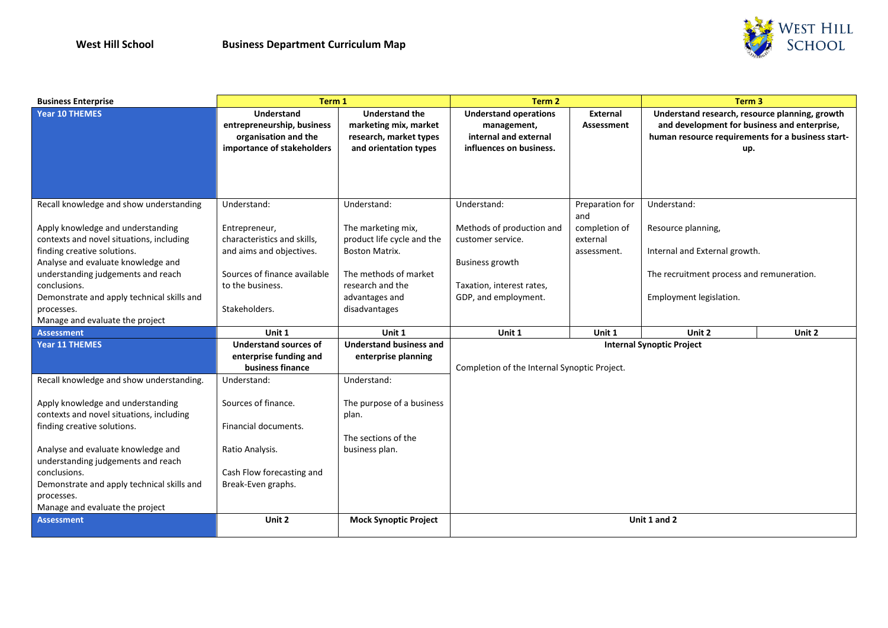West Hill School **Business Department Curriculum Map**

| Business Enterprise | Term 1 | | Term 2 | | Term 3 | |
|---|---|---|---|---|---|---|
| **Year 10 THEMES** | **Understand entrepreneurship, business organisation and the importance of stakeholders** | **Understand the marketing mix, market research, market types and orientation types** | **Understand operations management, internal and external influences on business.** | **External Assessment** | **Understand research, resource planning, growth and development for business and enterprise, human resource requirements for a business start-up.** | |
| Recall knowledge and show understanding<br><br>Apply knowledge and understanding contexts and novel situations, including finding creative solutions.<br>Analyse and evaluate knowledge and understanding judgements and reach conclusions.<br>Demonstrate and apply technical skills and processes.<br>Manage and evaluate the project | Understand:<br><br>Entrepreneur, characteristics and skills, and aims and objectives.<br><br>Sources of finance available to the business.<br><br>Stakeholders. | Understand:<br><br>The marketing mix, product life cycle and the Boston Matrix.<br><br>The methods of market research and the advantages and disadvantages | Understand:<br><br>Methods of production and customer service.<br><br>Business growth<br><br>Taxation, interest rates, GDP, and employment. | Preparation for and completion of external assessment. | Understand:<br><br>Resource planning,<br><br>Internal and External growth.<br><br>The recruitment process and remuneration.<br><br>Employment legislation. | |
| **Assessment** | **Unit 1** | **Unit 1** | **Unit 1** | **Unit 1** | **Unit 2** | **Unit 2** |
| **Year 11 THEMES** | **Understand sources of enterprise funding and business finance** | **Understand business and enterprise planning** | **Internal Synoptic Project**<br><br>Completion of the Internal Synoptic Project. | | | |
| Recall knowledge and show understanding.<br><br>Apply knowledge and understanding contexts and novel situations, including finding creative solutions.<br><br>Analyse and evaluate knowledge and understanding judgements and reach conclusions.<br>Demonstrate and apply technical skills and processes.<br>Manage and evaluate the project | Understand:<br><br>Sources of finance.<br><br>Financial documents.<br><br>Ratio Analysis.<br><br>Cash Flow forecasting and Break-Even graphs. | Understand:<br><br>The purpose of a business plan.<br><br>The sections of the business plan. | | | | |
| **Assessment** | **Unit 2** | **Mock Synoptic Project** | **Unit 1 and 2** | | | |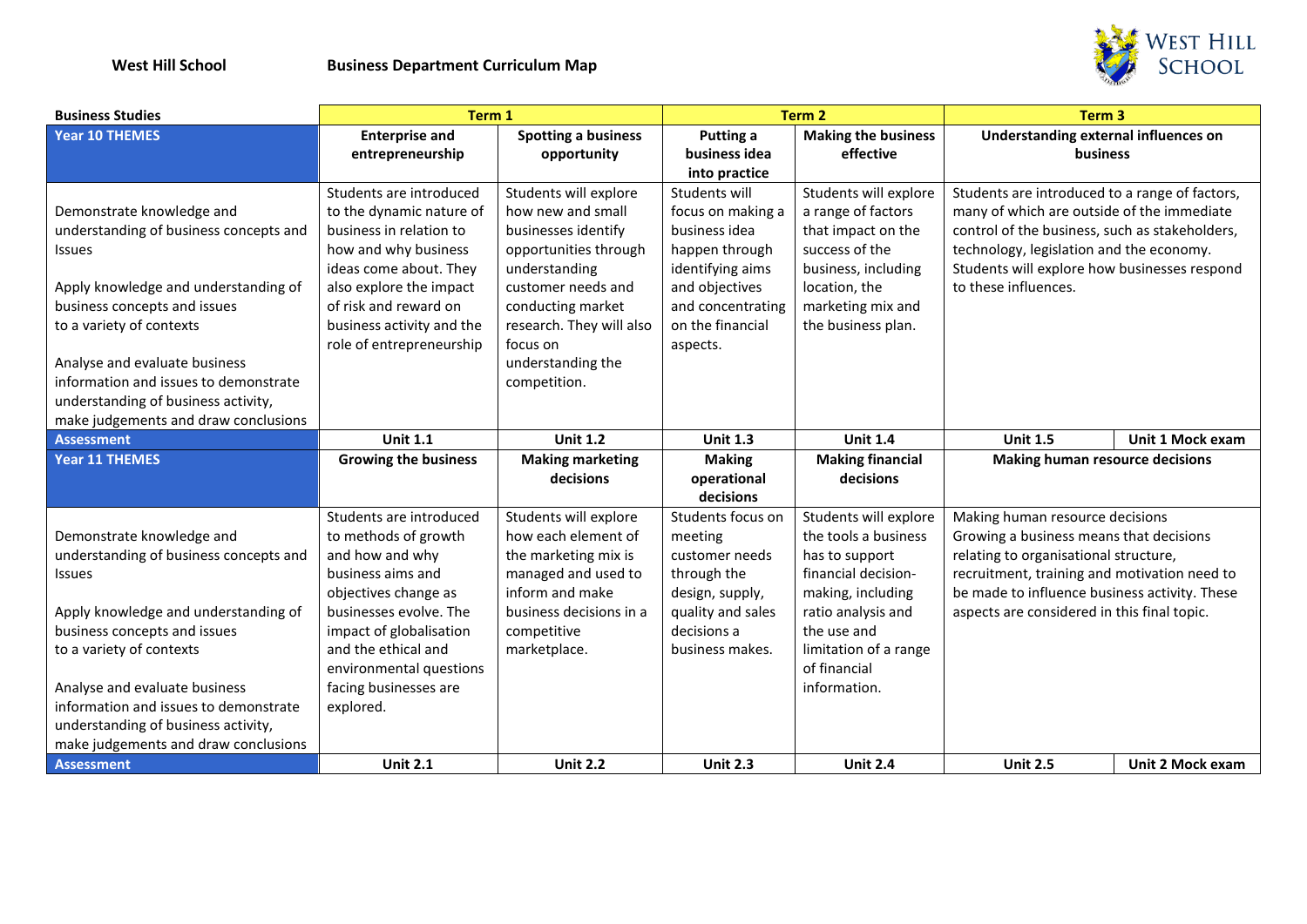**West Hill School** **Business Department Curriculum Map**

| Business Studies | Term 1 | | Term 2 | | Term 3 | |
|---|---|---|---|---|---|---|
| **Year 10 THEMES** | **Enterprise and entrepreneurship** | **Spotting a business opportunity** | **Putting a business idea into practice** | **Making the business effective** | **Understanding external influences on business** | |
| Demonstrate knowledge and understanding of business concepts and Issues<br><br>Apply knowledge and understanding of business concepts and issues to a variety of contexts<br><br>Analyse and evaluate business information and issues to demonstrate understanding of business activity, make judgements and draw conclusions | Students are introduced to the dynamic nature of business in relation to how and why business ideas come about. They also explore the impact of risk and reward on business activity and the role of entrepreneurship | Students will explore how new and small businesses identify opportunities through understanding customer needs and conducting market research. They will also focus on understanding the competition. | Students will focus on making a business idea happen through identifying aims and objectives and concentrating on the financial aspects. | Students will explore a range of factors that impact on the success of the business, including location, the marketing mix and the business plan. | Students are introduced to a range of factors, many of which are outside of the immediate control of the business, such as stakeholders, technology, legislation and the economy. Students will explore how businesses respond to these influences. | |
| **Assessment** | **Unit 1.1** | **Unit 1.2** | **Unit 1.3** | **Unit 1.4** | **Unit 1.5** | **Unit 1 Mock exam** |
| **Year 11 THEMES** | **Growing the business** | **Making marketing decisions** | **Making operational decisions** | **Making financial decisions** | **Making human resource decisions** | |
| Demonstrate knowledge and understanding of business concepts and Issues<br><br>Apply knowledge and understanding of business concepts and issues to a variety of contexts<br><br>Analyse and evaluate business information and issues to demonstrate understanding of business activity, make judgements and draw conclusions | Students are introduced to methods of growth and how and why business aims and objectives change as businesses evolve. The impact of globalisation and the ethical and environmental questions facing businesses are explored. | Students will explore how each element of the marketing mix is managed and used to inform and make business decisions in a competitive marketplace. | Students focus on meeting customer needs through the design, supply, quality and sales decisions a business makes. | Students will explore the tools a business has to support financial decision-making, including ratio analysis and the use and limitation of a range of financial information. | Making human resource decisions<br>Growing a business means that decisions relating to organisational structure, recruitment, training and motivation need to be made to influence business activity. These aspects are considered in this final topic. | |
| **Assessment** | **Unit 2.1** | **Unit 2.2** | **Unit 2.3** | **Unit 2.4** | **Unit 2.5** | **Unit 2 Mock exam** |